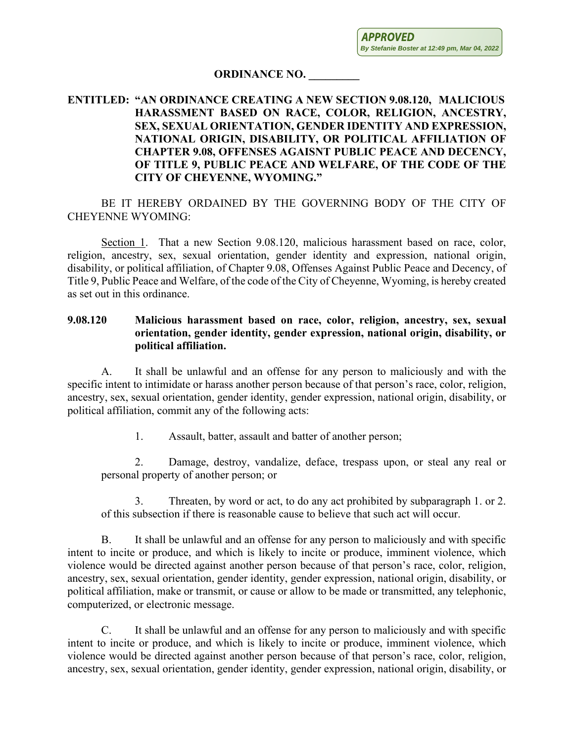**APPROVED**
*By Stefanie Boster at 12:49 pm, Mar 04, 2022*

# ORDINANCE NO. _________

**ENTITLED: "AN ORDINANCE CREATING A NEW SECTION 9.08.120, MALICIOUS HARASSMENT BASED ON RACE, COLOR, RELIGION, ANCESTRY, SEX, SEXUAL ORIENTATION, GENDER IDENTITY AND EXPRESSION, NATIONAL ORIGIN, DISABILITY, OR POLITICAL AFFILIATION OF CHAPTER 9.08, OFFENSES AGAISNT PUBLIC PEACE AND DECENCY, OF TITLE 9, PUBLIC PEACE AND WELFARE, OF THE CODE OF THE CITY OF CHEYENNE, WYOMING."**

BE IT HEREBY ORDAINED BY THE GOVERNING BODY OF THE CITY OF CHEYENNE WYOMING:

Section 1. That a new Section 9.08.120, malicious harassment based on race, color, religion, ancestry, sex, sexual orientation, gender identity and expression, national origin, disability, or political affiliation, of Chapter 9.08, Offenses Against Public Peace and Decency, of Title 9, Public Peace and Welfare, of the code of the City of Cheyenne, Wyoming, is hereby created as set out in this ordinance.

**9.08.120 Malicious harassment based on race, color, religion, ancestry, sex, sexual orientation, gender identity, gender expression, national origin, disability, or political affiliation.**

A. It shall be unlawful and an offense for any person to maliciously and with the specific intent to intimidate or harass another person because of that person's race, color, religion, ancestry, sex, sexual orientation, gender identity, gender expression, national origin, disability, or political affiliation, commit any of the following acts:

1. Assault, batter, assault and batter of another person;

2. Damage, destroy, vandalize, deface, trespass upon, or steal any real or personal property of another person; or

3. Threaten, by word or act, to do any act prohibited by subparagraph 1. or 2. of this subsection if there is reasonable cause to believe that such act will occur.

B. It shall be unlawful and an offense for any person to maliciously and with specific intent to incite or produce, and which is likely to incite or produce, imminent violence, which violence would be directed against another person because of that person's race, color, religion, ancestry, sex, sexual orientation, gender identity, gender expression, national origin, disability, or political affiliation, make or transmit, or cause or allow to be made or transmitted, any telephonic, computerized, or electronic message.

C. It shall be unlawful and an offense for any person to maliciously and with specific intent to incite or produce, and which is likely to incite or produce, imminent violence, which violence would be directed against another person because of that person's race, color, religion, ancestry, sex, sexual orientation, gender identity, gender expression, national origin, disability, or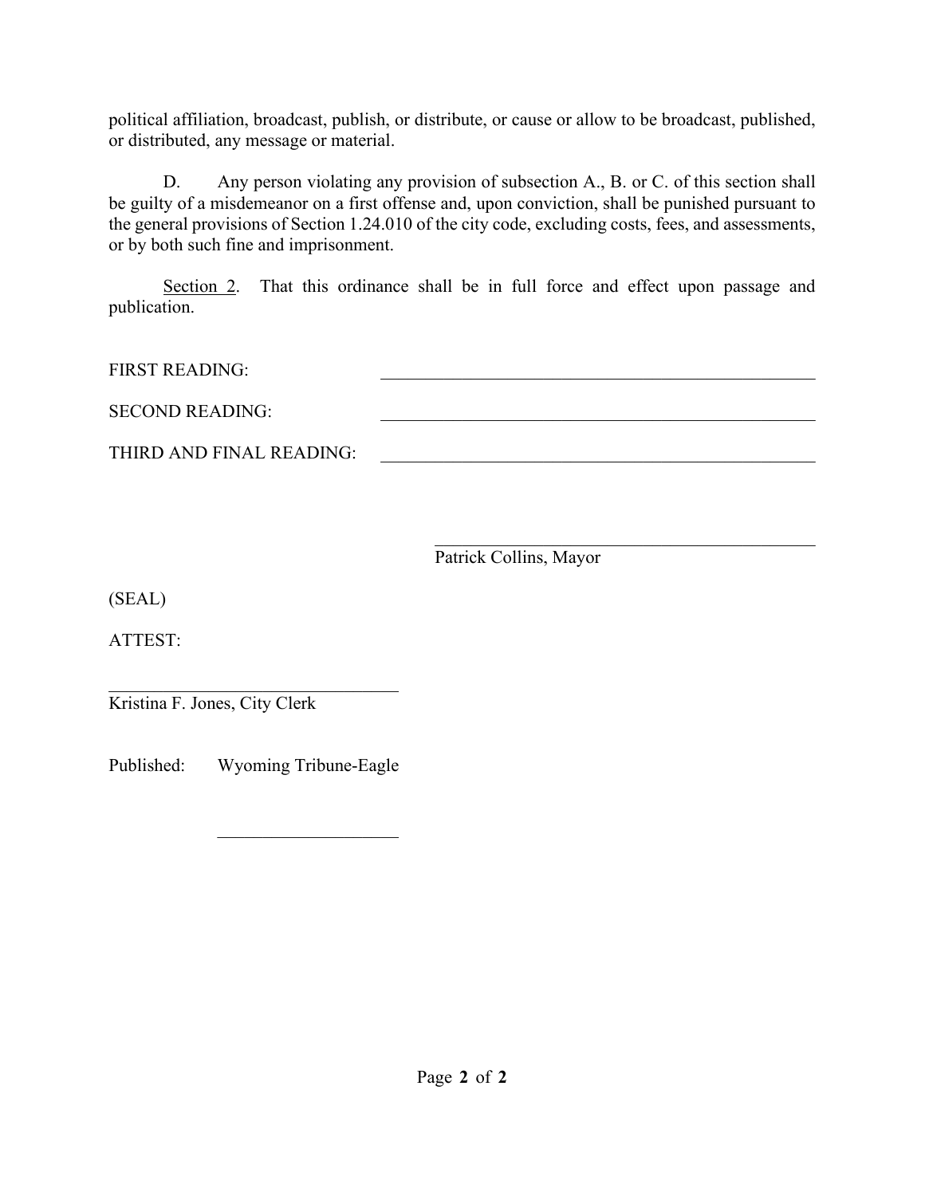political affiliation, broadcast, publish, or distribute, or cause or allow to be broadcast, published, or distributed, any message or material.

D. Any person violating any provision of subsection A., B. or C. of this section shall be guilty of a misdemeanor on a first offense and, upon conviction, shall be punished pursuant to the general provisions of Section 1.24.010 of the city code, excluding costs, fees, and assessments, or by both such fine and imprisonment.

Section 2. That this ordinance shall be in full force and effect upon passage and publication.

FIRST READING: \_\_\_\_\_\_\_\_\_\_\_\_\_\_\_\_\_\_\_\_\_\_\_\_\_\_\_\_\_\_\_\_\_\_\_\_\_\_\_\_

SECOND READING: \_\_\_\_\_\_\_\_\_\_\_\_\_\_\_\_\_\_\_\_\_\_\_\_\_\_\_\_\_\_\_\_\_\_\_\_\_\_\_\_

THIRD AND FINAL READING: \_\_\_\_\_\_\_\_\_\_\_\_\_\_\_\_\_\_\_\_\_\_\_\_\_\_\_\_\_\_\_\_\_\_\_\_\_\_\_\_

\_\_\_\_\_\_\_\_\_\_\_\_\_\_\_\_\_\_\_\_\_\_\_\_\_\_\_\_\_\_\_\_\_\_\_\_\_\_\_\_

Patrick Collins, Mayor

(SEAL)

ATTEST:

\_\_\_\_\_\_\_\_\_\_\_\_\_\_\_\_\_\_\_\_\_\_\_\_\_\_\_\_\_\_\_\_

Kristina F. Jones, City Clerk

Published: Wyoming Tribune-Eagle

\_\_\_\_\_\_\_\_\_\_\_\_\_\_\_\_\_\_\_\_